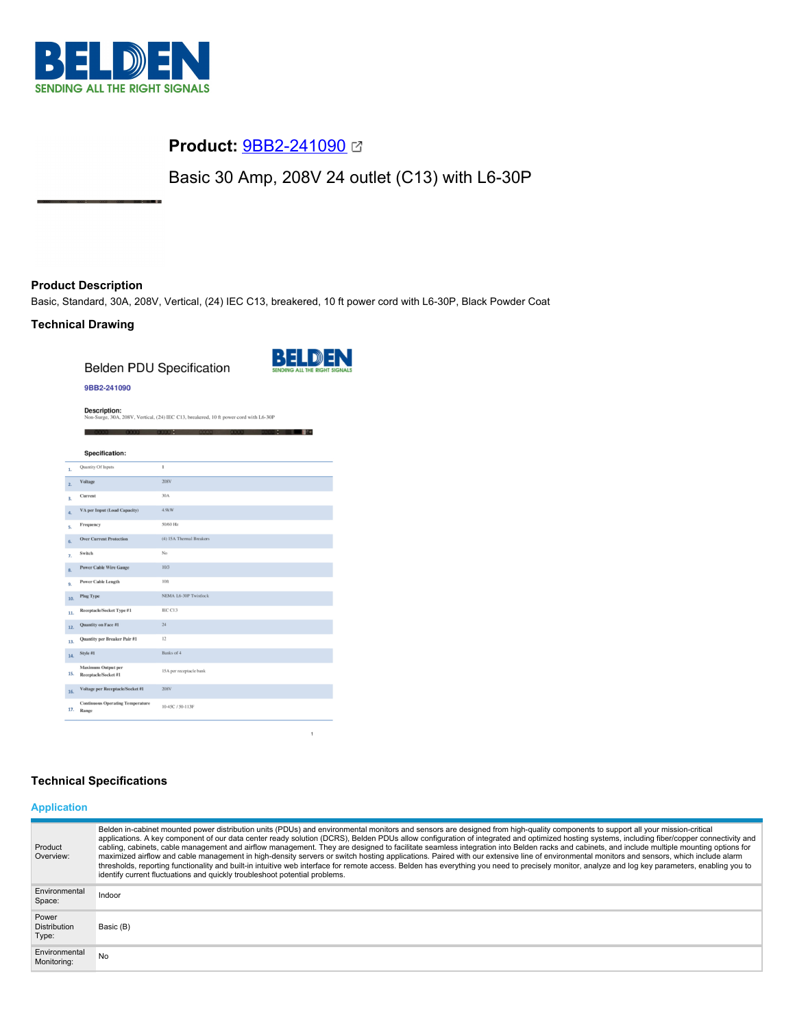**Product:** 9BB2-241090

Basic 30 Amp, 208V 24 outlet (C13) with L6-30P

## Product Description

Basic, Standard, 30A, 208V, Vertical, (24) IEC C13, breakered, 10 ft power cord with L6-30P, Black Powder Coat

## Technical Drawing

Belden PDU Specification

9BB2-241090

**Description:**
Non-Surge, 30A, 208V, Vertical, (24) IEC C13, breakered, 10 ft power cord with L6-30P

**Specification:**

| # | Specification | Value |
|---|---|---|
| 1. | Quantity Of Inputs | 1 |
| 2. | Voltage | 208V |
| 3. | Current | 30A |
| 4. | VA per Input (Load Capacity) | 4.9kW |
| 5. | Frequency | 50/60 Hz |
| 6. | Over Current Protection | (4) 15A Thermal Breakers |
| 7. | Switch | No |
| 8. | Power Cable Wire Gauge | 10/3 |
| 9. | Power Cable Length | 10ft |
| 10. | Plug Type | NEMA L6-30P Twistlock |
| 11. | Receptacle/Socket Type #1 | IEC C13 |
| 12. | Quantity on Face #1 | 24 |
| 13. | Quantity per Breaker Pair #1 | 12 |
| 14. | Style #1 | Banks of 4 |
| 15. | Maximum Output per Receptacle/Socket #1 | 15A per receptacle bank |
| 16. | Voltage per Receptacle/Socket #1 | 208V |
| 17. | Continuous Operating Temperature Range | 10-45C / 50-113F |

## Technical Specifications

### Application

| | |
|---|---|
| Product Overview: | Belden in-cabinet mounted power distribution units (PDUs) and environmental monitors and sensors are designed from high-quality components to support all your mission-critical applications. A key component of our data center ready solution (DCRS), Belden PDUs allow configuration of integrated and optimized hosting systems, including fiber/copper connectivity and cabling, cabinets, cable management and airflow management. They are designed to facilitate seamless integration into Belden racks and cabinets, and include multiple mounting options for maximized airflow and cable management in high-density servers or switch hosting applications. Paired with our extensive line of environmental monitors and sensors, which include alarm thresholds, reporting functionality and built-in intuitive web interface for remote access. Belden has everything you need to precisely monitor, analyze and log key parameters, enabling you to identify current fluctuations and quickly troubleshoot potential problems. |
| Environmental Space: | Indoor |
| Power Distribution Type: | Basic (B) |
| Environmental Monitoring: | No |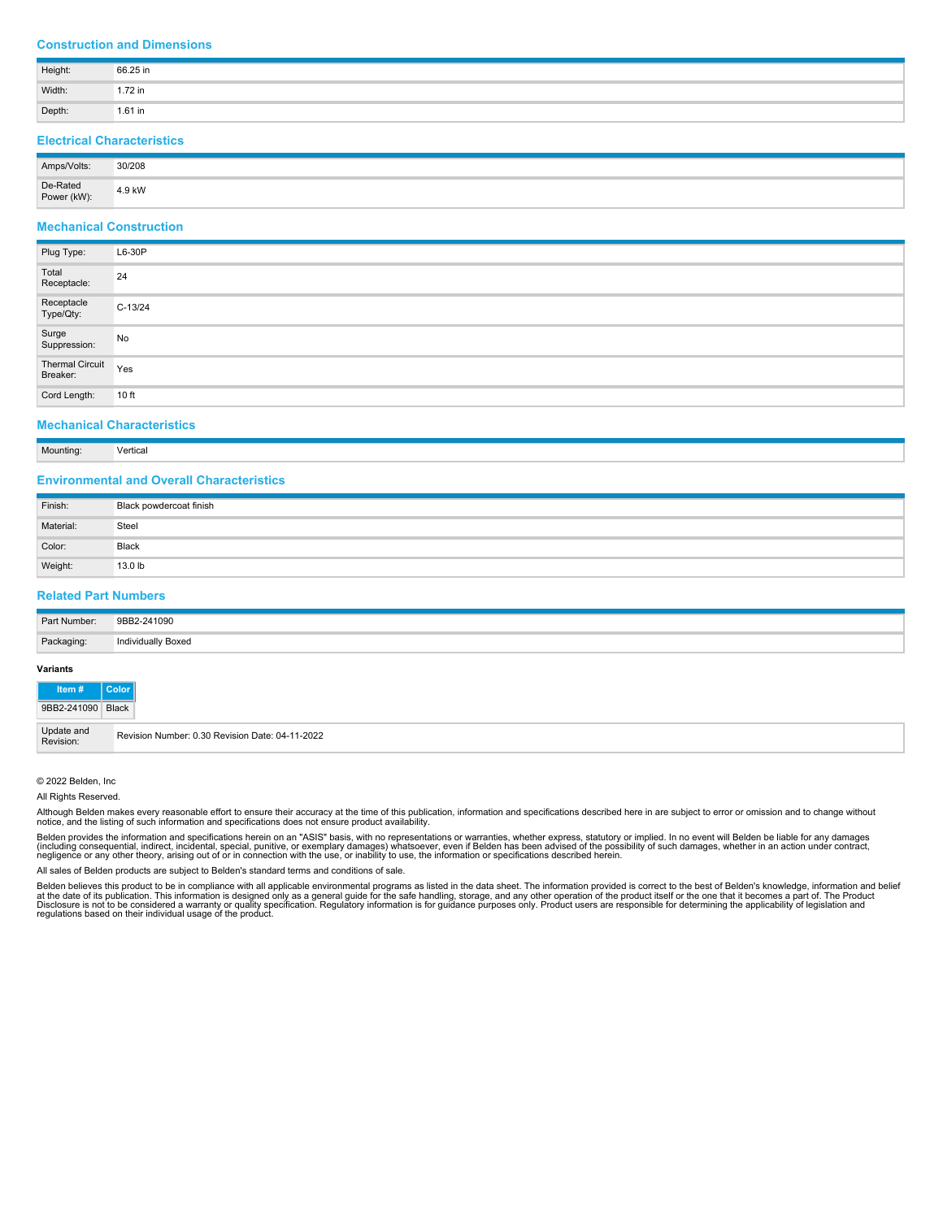## Construction and Dimensions

| | |
|---|---|
| Height: | 66.25 in |
| Width: | 1.72 in |
| Depth: | 1.61 in |

## Electrical Characteristics

| | |
|---|---|
| Amps/Volts: | 30/208 |
| De-Rated Power (kW): | 4.9 kW |

## Mechanical Construction

| | |
|---|---|
| Plug Type: | L6-30P |
| Total Receptacle: | 24 |
| Receptacle Type/Qty: | C-13/24 |
| Surge Suppression: | No |
| Thermal Circuit Breaker: | Yes |
| Cord Length: | 10 ft |

## Mechanical Characteristics

| | |
|---|---|
| Mounting: | Vertical |

## Environmental and Overall Characteristics

| | |
|---|---|
| Finish: | Black powdercoat finish |
| Material: | Steel |
| Color: | Black |
| Weight: | 13.0 lb |

## Related Part Numbers

| | |
|---|---|
| Part Number: | 9BB2-241090 |
| Packaging: | Individually Boxed |

**Variants**

| Item # | Color |
|---|---|
| 9BB2-241090 | Black |

| | |
|---|---|
| Update and Revision: | Revision Number: 0.30 Revision Date: 04-11-2022 |

© 2022 Belden, Inc

All Rights Reserved.

Although Belden makes every reasonable effort to ensure their accuracy at the time of this publication, information and specifications described here in are subject to error or omission and to change without notice, and the listing of such information and specifications does not ensure product availability.

Belden provides the information and specifications herein on an "ASIS" basis, with no representations or warranties, whether express, statutory or implied. In no event will Belden be liable for any damages (including consequential, indirect, incidental, special, punitive, or exemplary damages) whatsoever, even if Belden has been advised of the possibility of such damages, whether in an action under contract, negligence or any other theory, arising out of or in connection with the use, or inability to use, the information or specifications described herein.

All sales of Belden products are subject to Belden's standard terms and conditions of sale.

Belden believes this product to be in compliance with all applicable environmental programs as listed in the data sheet. The information provided is correct to the best of Belden's knowledge, information and belief at the date of its publication. This information is designed only as a general guide for the safe handling, storage, and any other operation of the product itself or the one that it becomes a part of. The Product Disclosure is not to be considered a warranty or quality specification. Regulatory information is for guidance purposes only. Product users are responsible for determining the applicability of legislation and regulations based on their individual usage of the product.